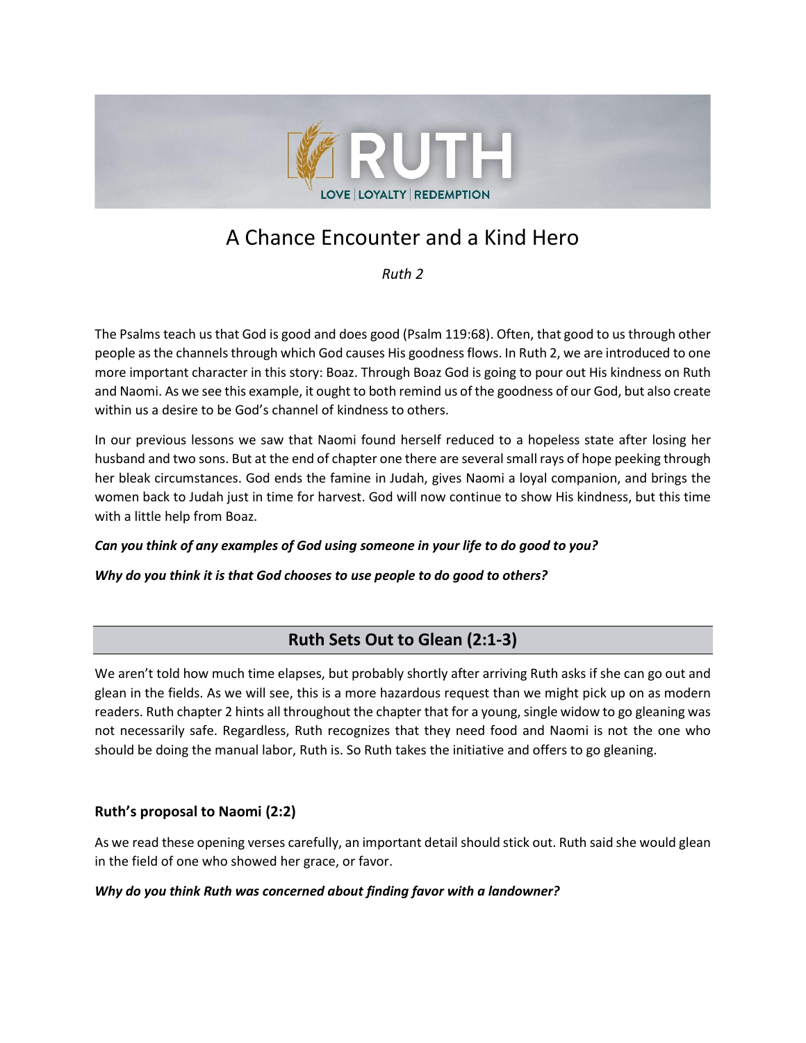# A Chance Encounter and a Kind Hero

*Ruth 2*

The Psalms teach us that God is good and does good (Psalm 119:68). Often, that good to us through other people as the channels through which God causes His goodness flows. In Ruth 2, we are introduced to one more important character in this story: Boaz. Through Boaz God is going to pour out His kindness on Ruth and Naomi. As we see this example, it ought to both remind us of the goodness of our God, but also create within us a desire to be God's channel of kindness to others.

In our previous lessons we saw that Naomi found herself reduced to a hopeless state after losing her husband and two sons. But at the end of chapter one there are several small rays of hope peeking through her bleak circumstances. God ends the famine in Judah, gives Naomi a loyal companion, and brings the women back to Judah just in time for harvest. God will now continue to show His kindness, but this time with a little help from Boaz.

***Can you think of any examples of God using someone in your life to do good to you?***

***Why do you think it is that God chooses to use people to do good to others?***

## Ruth Sets Out to Glean (2:1-3)

We aren't told how much time elapses, but probably shortly after arriving Ruth asks if she can go out and glean in the fields. As we will see, this is a more hazardous request than we might pick up on as modern readers. Ruth chapter 2 hints all throughout the chapter that for a young, single widow to go gleaning was not necessarily safe. Regardless, Ruth recognizes that they need food and Naomi is not the one who should be doing the manual labor, Ruth is. So Ruth takes the initiative and offers to go gleaning.

### Ruth's proposal to Naomi (2:2)

As we read these opening verses carefully, an important detail should stick out. Ruth said she would glean in the field of one who showed her grace, or favor.

***Why do you think Ruth was concerned about finding favor with a landowner?***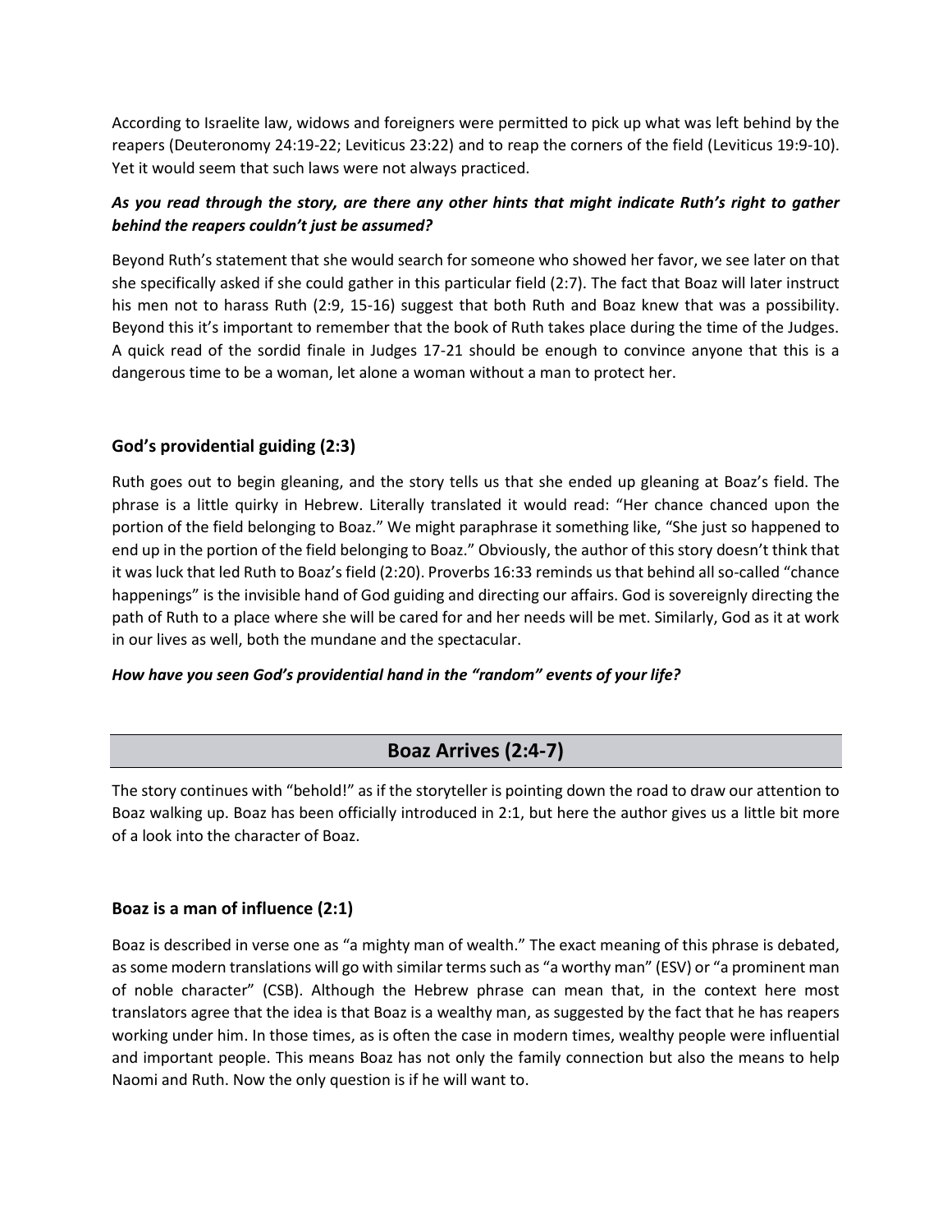According to Israelite law, widows and foreigners were permitted to pick up what was left behind by the reapers (Deuteronomy 24:19-22; Leviticus 23:22) and to reap the corners of the field (Leviticus 19:9-10). Yet it would seem that such laws were not always practiced.

***As you read through the story, are there any other hints that might indicate Ruth's right to gather behind the reapers couldn't just be assumed?***

Beyond Ruth's statement that she would search for someone who showed her favor, we see later on that she specifically asked if she could gather in this particular field (2:7). The fact that Boaz will later instruct his men not to harass Ruth (2:9, 15-16) suggest that both Ruth and Boaz knew that was a possibility. Beyond this it's important to remember that the book of Ruth takes place during the time of the Judges. A quick read of the sordid finale in Judges 17-21 should be enough to convince anyone that this is a dangerous time to be a woman, let alone a woman without a man to protect her.

### God's providential guiding (2:3)

Ruth goes out to begin gleaning, and the story tells us that she ended up gleaning at Boaz's field. The phrase is a little quirky in Hebrew. Literally translated it would read: "Her chance chanced upon the portion of the field belonging to Boaz." We might paraphrase it something like, "She just so happened to end up in the portion of the field belonging to Boaz." Obviously, the author of this story doesn't think that it was luck that led Ruth to Boaz's field (2:20). Proverbs 16:33 reminds us that behind all so-called "chance happenings" is the invisible hand of God guiding and directing our affairs. God is sovereignly directing the path of Ruth to a place where she will be cared for and her needs will be met. Similarly, God as it at work in our lives as well, both the mundane and the spectacular.

***How have you seen God's providential hand in the "random" events of your life?***

## Boaz Arrives (2:4-7)

The story continues with "behold!" as if the storyteller is pointing down the road to draw our attention to Boaz walking up. Boaz has been officially introduced in 2:1, but here the author gives us a little bit more of a look into the character of Boaz.

### Boaz is a man of influence (2:1)

Boaz is described in verse one as "a mighty man of wealth." The exact meaning of this phrase is debated, as some modern translations will go with similar terms such as "a worthy man" (ESV) or "a prominent man of noble character" (CSB). Although the Hebrew phrase can mean that, in the context here most translators agree that the idea is that Boaz is a wealthy man, as suggested by the fact that he has reapers working under him. In those times, as is often the case in modern times, wealthy people were influential and important people. This means Boaz has not only the family connection but also the means to help Naomi and Ruth. Now the only question is if he will want to.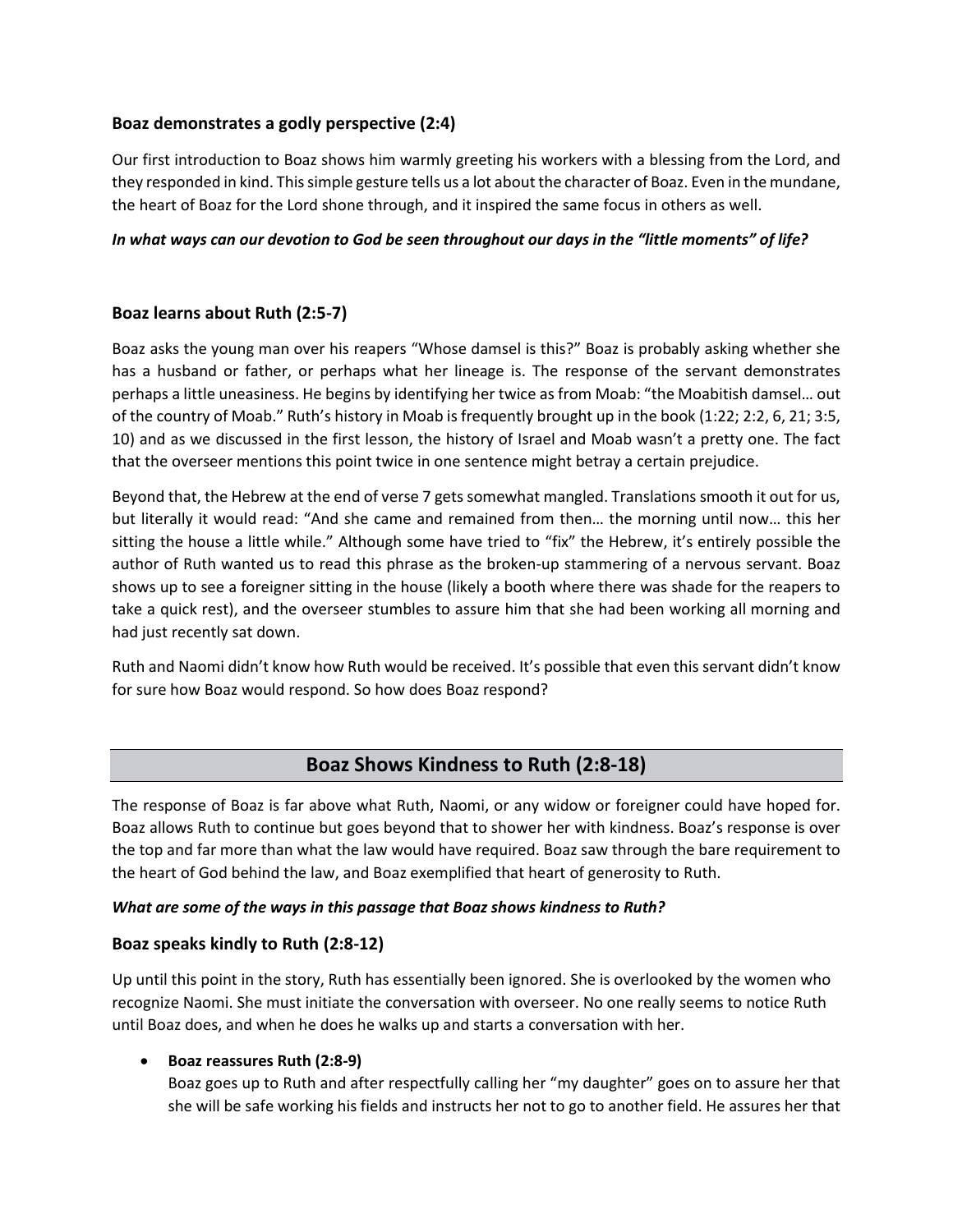### Boaz demonstrates a godly perspective (2:4)

Our first introduction to Boaz shows him warmly greeting his workers with a blessing from the Lord, and they responded in kind. This simple gesture tells us a lot about the character of Boaz. Even in the mundane, the heart of Boaz for the Lord shone through, and it inspired the same focus in others as well.

***In what ways can our devotion to God be seen throughout our days in the "little moments" of life?***

### Boaz learns about Ruth (2:5-7)

Boaz asks the young man over his reapers "Whose damsel is this?" Boaz is probably asking whether she has a husband or father, or perhaps what her lineage is. The response of the servant demonstrates perhaps a little uneasiness. He begins by identifying her twice as from Moab: "the Moabitish damsel… out of the country of Moab." Ruth's history in Moab is frequently brought up in the book (1:22; 2:2, 6, 21; 3:5, 10) and as we discussed in the first lesson, the history of Israel and Moab wasn't a pretty one. The fact that the overseer mentions this point twice in one sentence might betray a certain prejudice.

Beyond that, the Hebrew at the end of verse 7 gets somewhat mangled. Translations smooth it out for us, but literally it would read: "And she came and remained from then… the morning until now… this her sitting the house a little while." Although some have tried to "fix" the Hebrew, it's entirely possible the author of Ruth wanted us to read this phrase as the broken-up stammering of a nervous servant. Boaz shows up to see a foreigner sitting in the house (likely a booth where there was shade for the reapers to take a quick rest), and the overseer stumbles to assure him that she had been working all morning and had just recently sat down.

Ruth and Naomi didn't know how Ruth would be received. It's possible that even this servant didn't know for sure how Boaz would respond. So how does Boaz respond?

## Boaz Shows Kindness to Ruth (2:8-18)

The response of Boaz is far above what Ruth, Naomi, or any widow or foreigner could have hoped for. Boaz allows Ruth to continue but goes beyond that to shower her with kindness. Boaz's response is over the top and far more than what the law would have required. Boaz saw through the bare requirement to the heart of God behind the law, and Boaz exemplified that heart of generosity to Ruth.

***What are some of the ways in this passage that Boaz shows kindness to Ruth?***

### Boaz speaks kindly to Ruth (2:8-12)

Up until this point in the story, Ruth has essentially been ignored. She is overlooked by the women who recognize Naomi. She must initiate the conversation with overseer. No one really seems to notice Ruth until Boaz does, and when he does he walks up and starts a conversation with her.

- **Boaz reassures Ruth (2:8-9)**
  Boaz goes up to Ruth and after respectfully calling her "my daughter" goes on to assure her that she will be safe working his fields and instructs her not to go to another field. He assures her that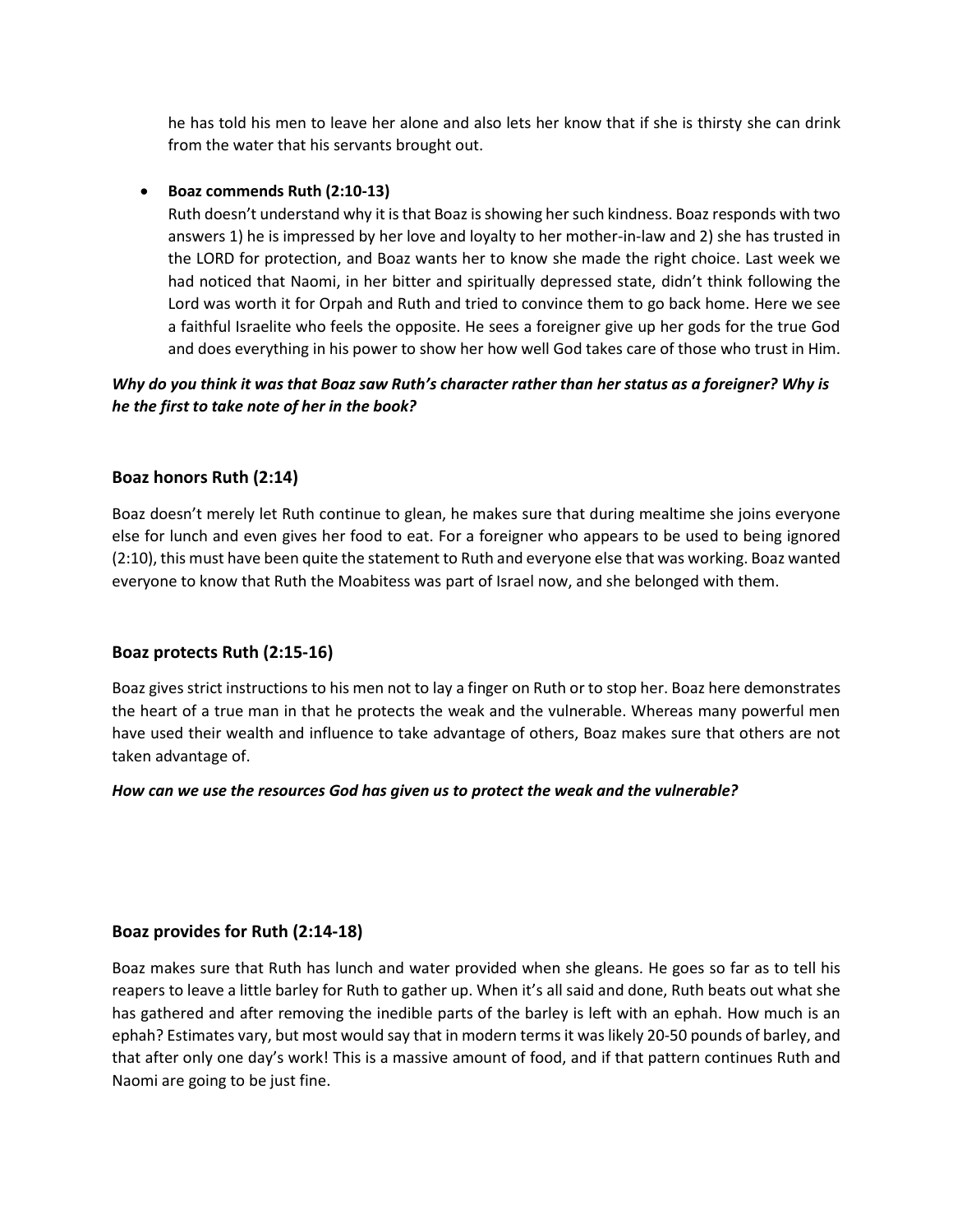he has told his men to leave her alone and also lets her know that if she is thirsty she can drink from the water that his servants brought out.

- **Boaz commends Ruth (2:10-13)**
  Ruth doesn't understand why it is that Boaz is showing her such kindness. Boaz responds with two answers 1) he is impressed by her love and loyalty to her mother-in-law and 2) she has trusted in the LORD for protection, and Boaz wants her to know she made the right choice. Last week we had noticed that Naomi, in her bitter and spiritually depressed state, didn't think following the Lord was worth it for Orpah and Ruth and tried to convince them to go back home. Here we see a faithful Israelite who feels the opposite. He sees a foreigner give up her gods for the true God and does everything in his power to show her how well God takes care of those who trust in Him.

***Why do you think it was that Boaz saw Ruth's character rather than her status as a foreigner? Why is he the first to take note of her in the book?***

### Boaz honors Ruth (2:14)

Boaz doesn't merely let Ruth continue to glean, he makes sure that during mealtime she joins everyone else for lunch and even gives her food to eat. For a foreigner who appears to be used to being ignored (2:10), this must have been quite the statement to Ruth and everyone else that was working. Boaz wanted everyone to know that Ruth the Moabitess was part of Israel now, and she belonged with them.

### Boaz protects Ruth (2:15-16)

Boaz gives strict instructions to his men not to lay a finger on Ruth or to stop her. Boaz here demonstrates the heart of a true man in that he protects the weak and the vulnerable. Whereas many powerful men have used their wealth and influence to take advantage of others, Boaz makes sure that others are not taken advantage of.

***How can we use the resources God has given us to protect the weak and the vulnerable?***

### Boaz provides for Ruth (2:14-18)

Boaz makes sure that Ruth has lunch and water provided when she gleans. He goes so far as to tell his reapers to leave a little barley for Ruth to gather up. When it's all said and done, Ruth beats out what she has gathered and after removing the inedible parts of the barley is left with an ephah. How much is an ephah? Estimates vary, but most would say that in modern terms it was likely 20-50 pounds of barley, and that after only one day's work! This is a massive amount of food, and if that pattern continues Ruth and Naomi are going to be just fine.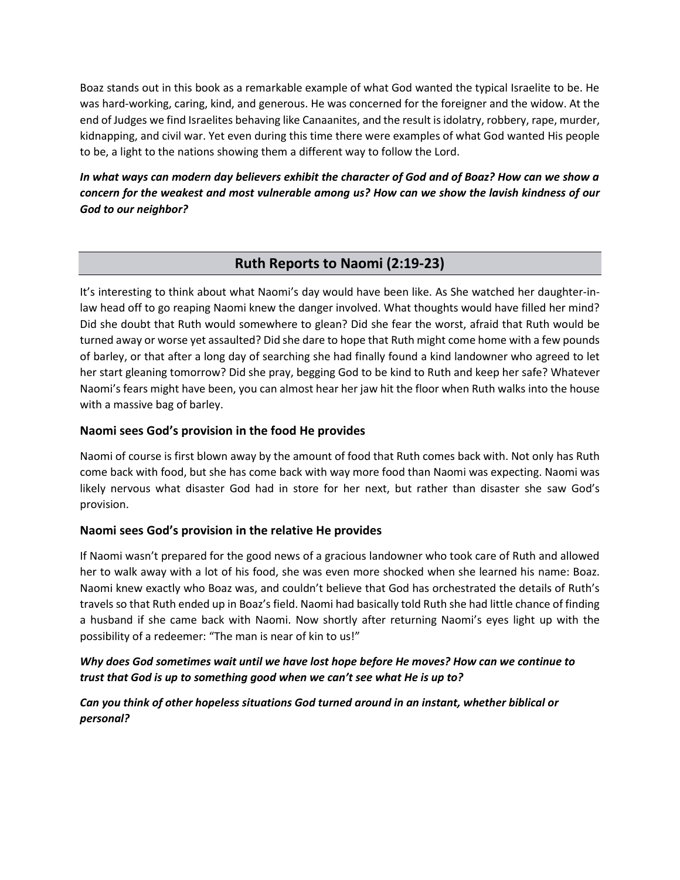Boaz stands out in this book as a remarkable example of what God wanted the typical Israelite to be. He was hard-working, caring, kind, and generous. He was concerned for the foreigner and the widow. At the end of Judges we find Israelites behaving like Canaanites, and the result is idolatry, robbery, rape, murder, kidnapping, and civil war. Yet even during this time there were examples of what God wanted His people to be, a light to the nations showing them a different way to follow the Lord.

***In what ways can modern day believers exhibit the character of God and of Boaz? How can we show a concern for the weakest and most vulnerable among us? How can we show the lavish kindness of our God to our neighbor?***

## Ruth Reports to Naomi (2:19-23)

It's interesting to think about what Naomi's day would have been like. As She watched her daughter-in-law head off to go reaping Naomi knew the danger involved. What thoughts would have filled her mind? Did she doubt that Ruth would somewhere to glean? Did she fear the worst, afraid that Ruth would be turned away or worse yet assaulted? Did she dare to hope that Ruth might come home with a few pounds of barley, or that after a long day of searching she had finally found a kind landowner who agreed to let her start gleaning tomorrow? Did she pray, begging God to be kind to Ruth and keep her safe? Whatever Naomi's fears might have been, you can almost hear her jaw hit the floor when Ruth walks into the house with a massive bag of barley.

### Naomi sees God's provision in the food He provides

Naomi of course is first blown away by the amount of food that Ruth comes back with. Not only has Ruth come back with food, but she has come back with way more food than Naomi was expecting. Naomi was likely nervous what disaster God had in store for her next, but rather than disaster she saw God's provision.

### Naomi sees God's provision in the relative He provides

If Naomi wasn't prepared for the good news of a gracious landowner who took care of Ruth and allowed her to walk away with a lot of his food, she was even more shocked when she learned his name: Boaz. Naomi knew exactly who Boaz was, and couldn't believe that God has orchestrated the details of Ruth's travels so that Ruth ended up in Boaz's field. Naomi had basically told Ruth she had little chance of finding a husband if she came back with Naomi. Now shortly after returning Naomi's eyes light up with the possibility of a redeemer: "The man is near of kin to us!"

***Why does God sometimes wait until we have lost hope before He moves? How can we continue to trust that God is up to something good when we can't see what He is up to?***

***Can you think of other hopeless situations God turned around in an instant, whether biblical or personal?***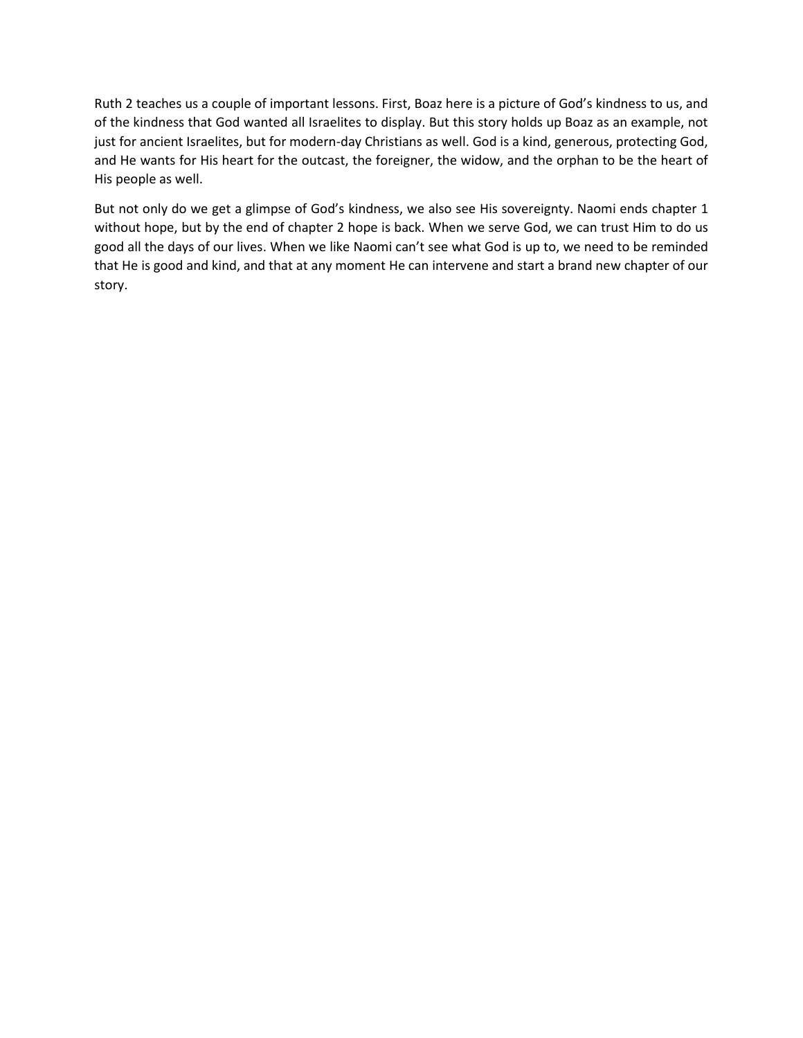Ruth 2 teaches us a couple of important lessons. First, Boaz here is a picture of God's kindness to us, and of the kindness that God wanted all Israelites to display. But this story holds up Boaz as an example, not just for ancient Israelites, but for modern-day Christians as well. God is a kind, generous, protecting God, and He wants for His heart for the outcast, the foreigner, the widow, and the orphan to be the heart of His people as well.

But not only do we get a glimpse of God's kindness, we also see His sovereignty. Naomi ends chapter 1 without hope, but by the end of chapter 2 hope is back. When we serve God, we can trust Him to do us good all the days of our lives. When we like Naomi can't see what God is up to, we need to be reminded that He is good and kind, and that at any moment He can intervene and start a brand new chapter of our story.